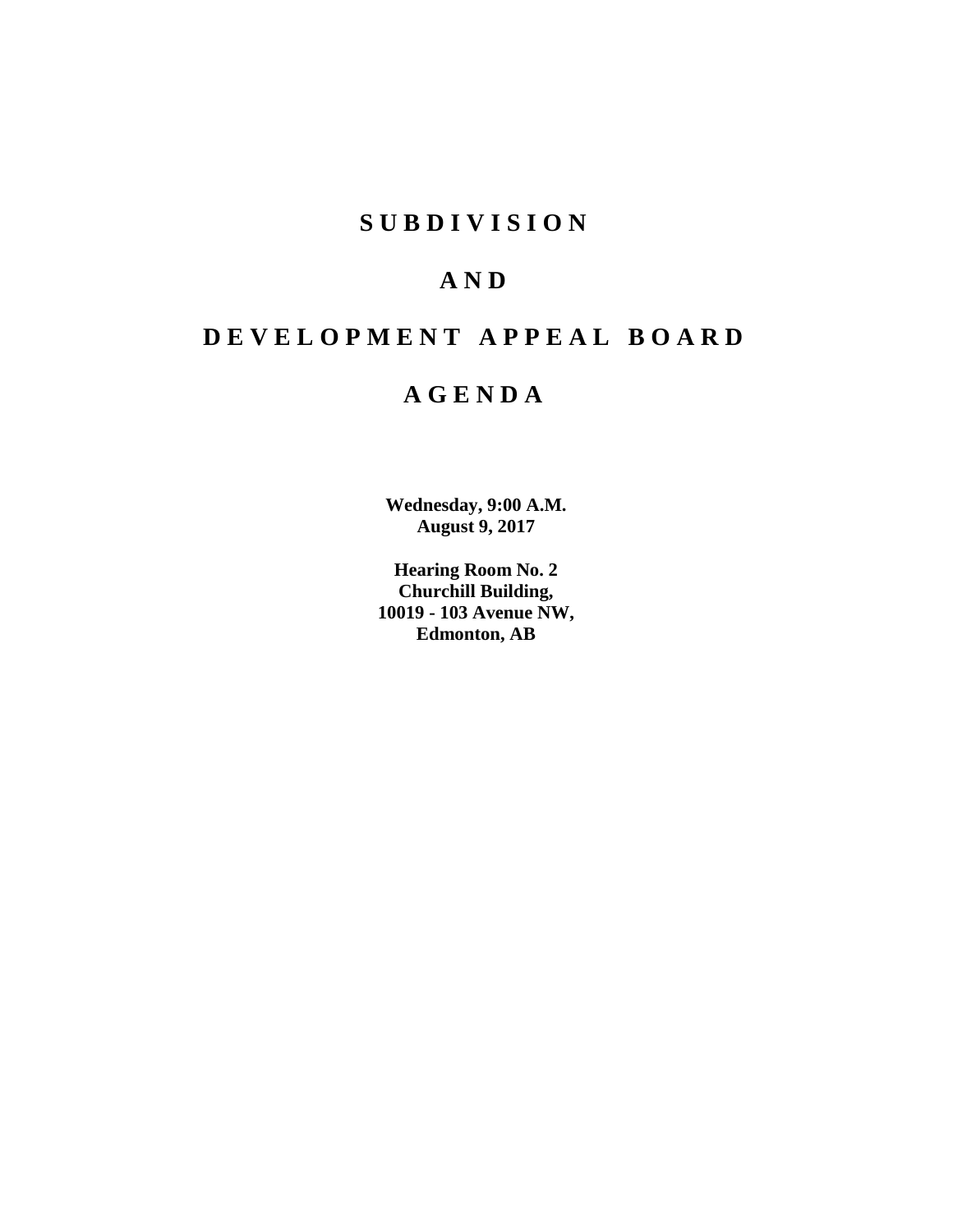# SUBDIVISION

# AND

# DEVELOPMENT APPEAL BOARD

# AGENDA

**Wednesday, 9:00 A.M.**
**August 9, 2017**

**Hearing Room No. 2**
**Churchill Building,**
**10019 - 103 Avenue NW,**
**Edmonton, AB**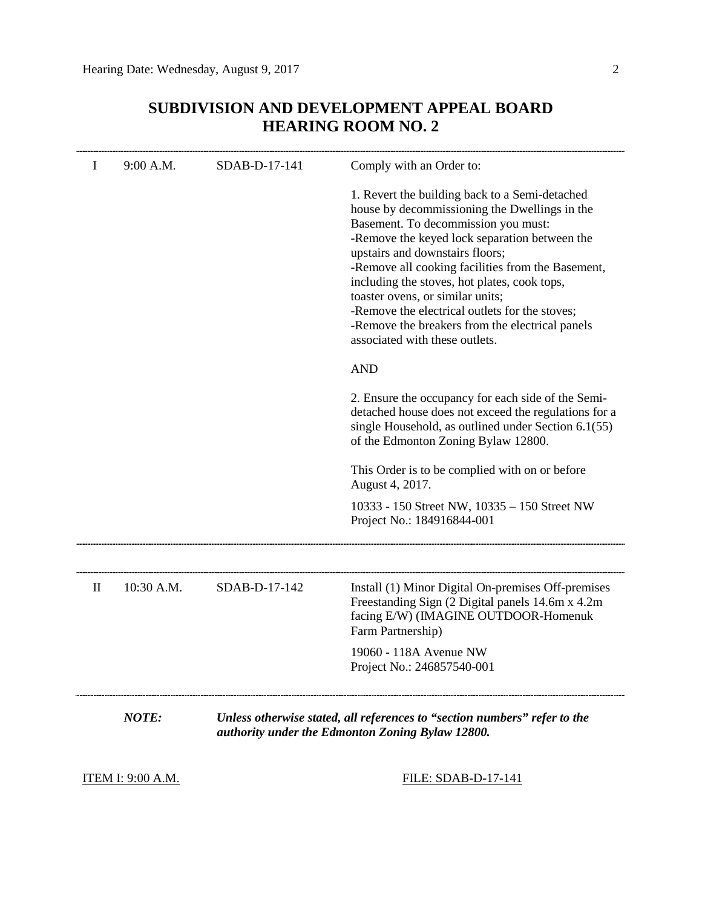## SUBDIVISION AND DEVELOPMENT APPEAL BOARD
## HEARING ROOM NO. 2

---

| | | | |
|---|---|---|---|
| I | 9:00 A.M. | SDAB-D-17-141 | Comply with an Order to:<br><br>1. Revert the building back to a Semi-detached house by decommissioning the Dwellings in the Basement. To decommission you must:<br>-Remove the keyed lock separation between the upstairs and downstairs floors;<br>-Remove all cooking facilities from the Basement, including the stoves, hot plates, cook tops, toaster ovens, or similar units;<br>-Remove the electrical outlets for the stoves;<br>-Remove the breakers from the electrical panels associated with these outlets.<br><br>AND<br><br>2. Ensure the occupancy for each side of the Semi-detached house does not exceed the regulations for a single Household, as outlined under Section 6.1(55) of the Edmonton Zoning Bylaw 12800.<br><br>This Order is to be complied with on or before August 4, 2017.<br><br>10333 - 150 Street NW, 10335 – 150 Street NW<br>Project No.: 184916844-001 |

---

| | | | |
|---|---|---|---|
| II | 10:30 A.M. | SDAB-D-17-142 | Install (1) Minor Digital On-premises Off-premises Freestanding Sign (2 Digital panels 14.6m x 4.2m facing E/W) (IMAGINE OUTDOOR-Homenuk Farm Partnership)<br><br>19060 - 118A Avenue NW<br>Project No.: 246857540-001 |

---

***NOTE:*** ***Unless otherwise stated, all references to "section numbers" refer to the authority under the Edmonton Zoning Bylaw 12800.***

ITEM I: 9:00 A.M. FILE: SDAB-D-17-141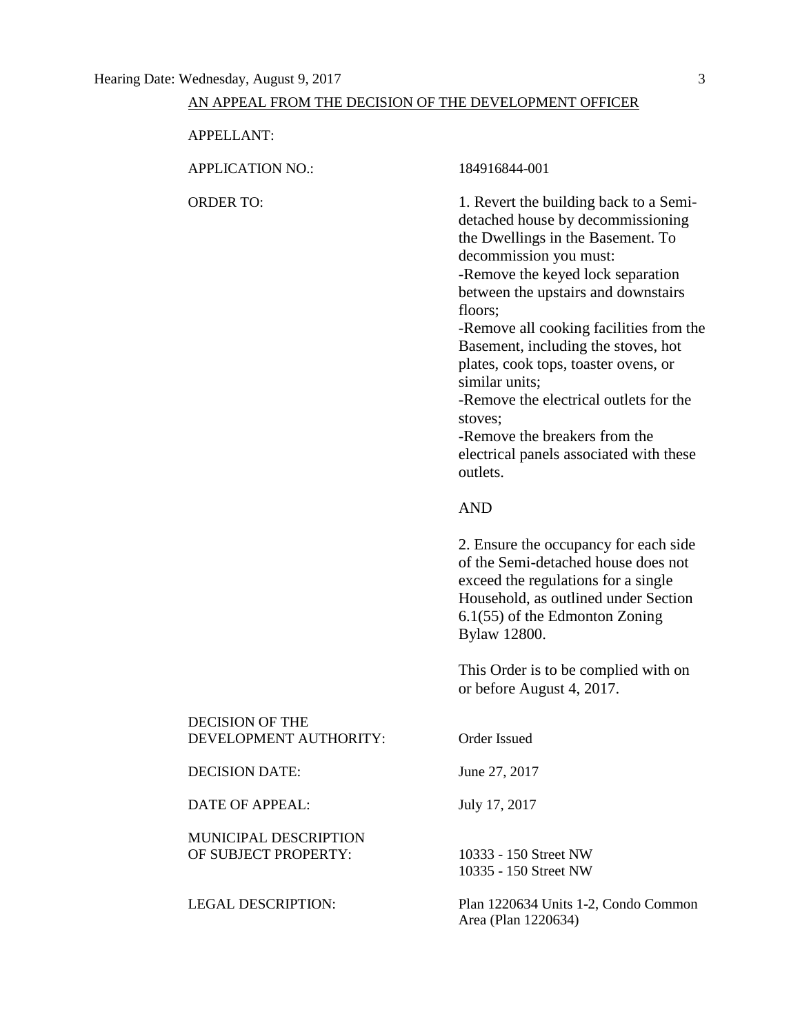AN APPEAL FROM THE DECISION OF THE DEVELOPMENT OFFICER

| | |
|---|---|
| APPELLANT: | |
| APPLICATION NO.: | 184916844-001 |
| ORDER TO: | 1. Revert the building back to a Semi-detached house by decommissioning the Dwellings in the Basement. To decommission you must:<br>-Remove the keyed lock separation between the upstairs and downstairs floors;<br>-Remove all cooking facilities from the Basement, including the stoves, hot plates, cook tops, toaster ovens, or similar units;<br>-Remove the electrical outlets for the stoves;<br>-Remove the breakers from the electrical panels associated with these outlets.<br><br>AND<br><br>2. Ensure the occupancy for each side of the Semi-detached house does not exceed the regulations for a single Household, as outlined under Section 6.1(55) of the Edmonton Zoning Bylaw 12800.<br><br>This Order is to be complied with on or before August 4, 2017. |
| DECISION OF THE DEVELOPMENT AUTHORITY: | Order Issued |
| DECISION DATE: | June 27, 2017 |
| DATE OF APPEAL: | July 17, 2017 |
| MUNICIPAL DESCRIPTION OF SUBJECT PROPERTY: | 10333 - 150 Street NW<br>10335 - 150 Street NW |
| LEGAL DESCRIPTION: | Plan 1220634 Units 1-2, Condo Common Area (Plan 1220634) |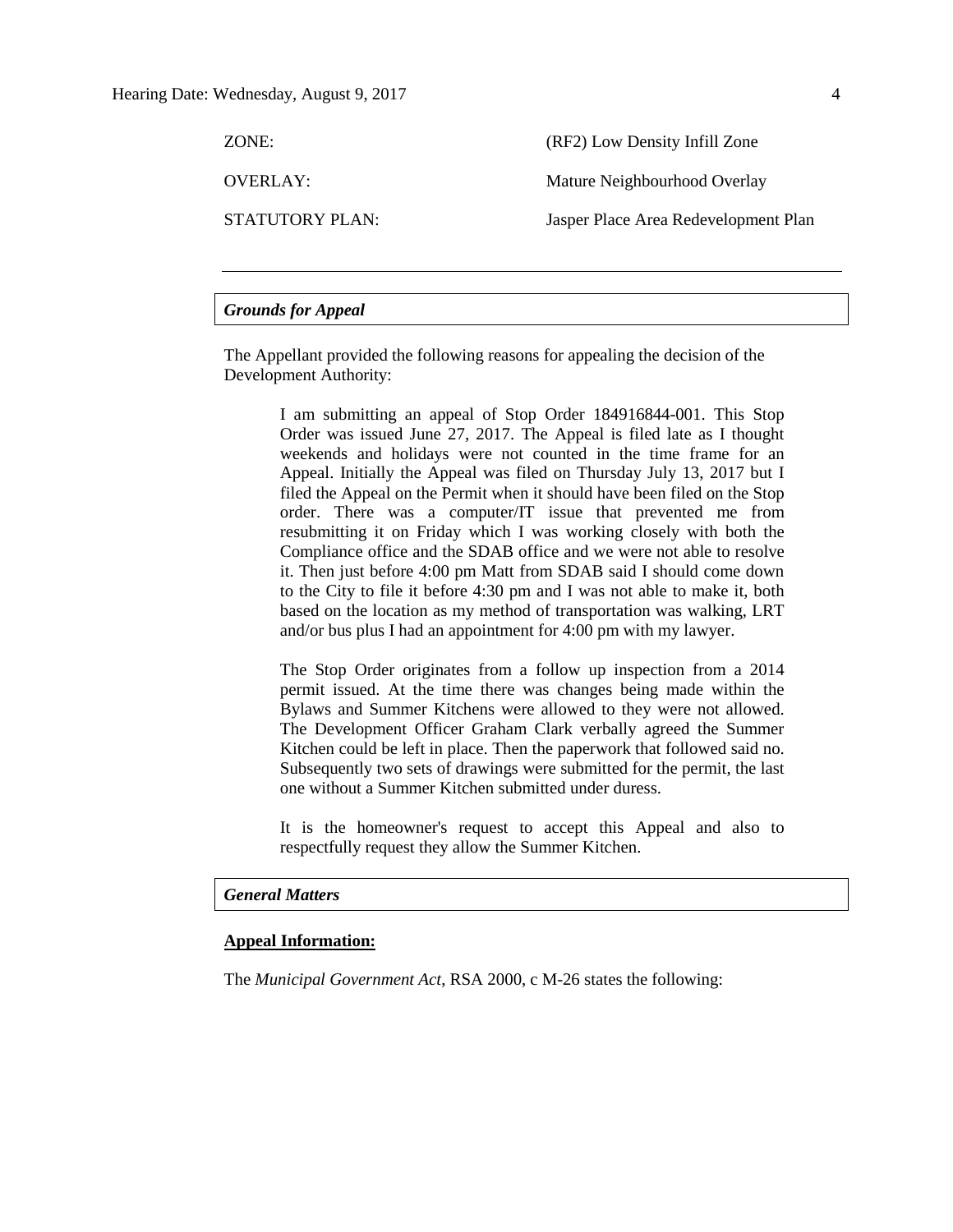| | |
|---|---|
| ZONE: | (RF2) Low Density Infill Zone |
| OVERLAY: | Mature Neighbourhood Overlay |
| STATUTORY PLAN: | Jasper Place Area Redevelopment Plan |

---

## *Grounds for Appeal*

The Appellant provided the following reasons for appealing the decision of the Development Authority:

> I am submitting an appeal of Stop Order 184916844-001. This Stop Order was issued June 27, 2017. The Appeal is filed late as I thought weekends and holidays were not counted in the time frame for an Appeal. Initially the Appeal was filed on Thursday July 13, 2017 but I filed the Appeal on the Permit when it should have been filed on the Stop order. There was a computer/IT issue that prevented me from resubmitting it on Friday which I was working closely with both the Compliance office and the SDAB office and we were not able to resolve it. Then just before 4:00 pm Matt from SDAB said I should come down to the City to file it before 4:30 pm and I was not able to make it, both based on the location as my method of transportation was walking, LRT and/or bus plus I had an appointment for 4:00 pm with my lawyer.
>
> The Stop Order originates from a follow up inspection from a 2014 permit issued. At the time there was changes being made within the Bylaws and Summer Kitchens were allowed to they were not allowed. The Development Officer Graham Clark verbally agreed the Summer Kitchen could be left in place. Then the paperwork that followed said no. Subsequently two sets of drawings were submitted for the permit, the last one without a Summer Kitchen submitted under duress.
>
> It is the homeowner's request to accept this Appeal and also to respectfully request they allow the Summer Kitchen.

## *General Matters*

**Appeal Information:**

The *Municipal Government Act*, RSA 2000, c M-26 states the following: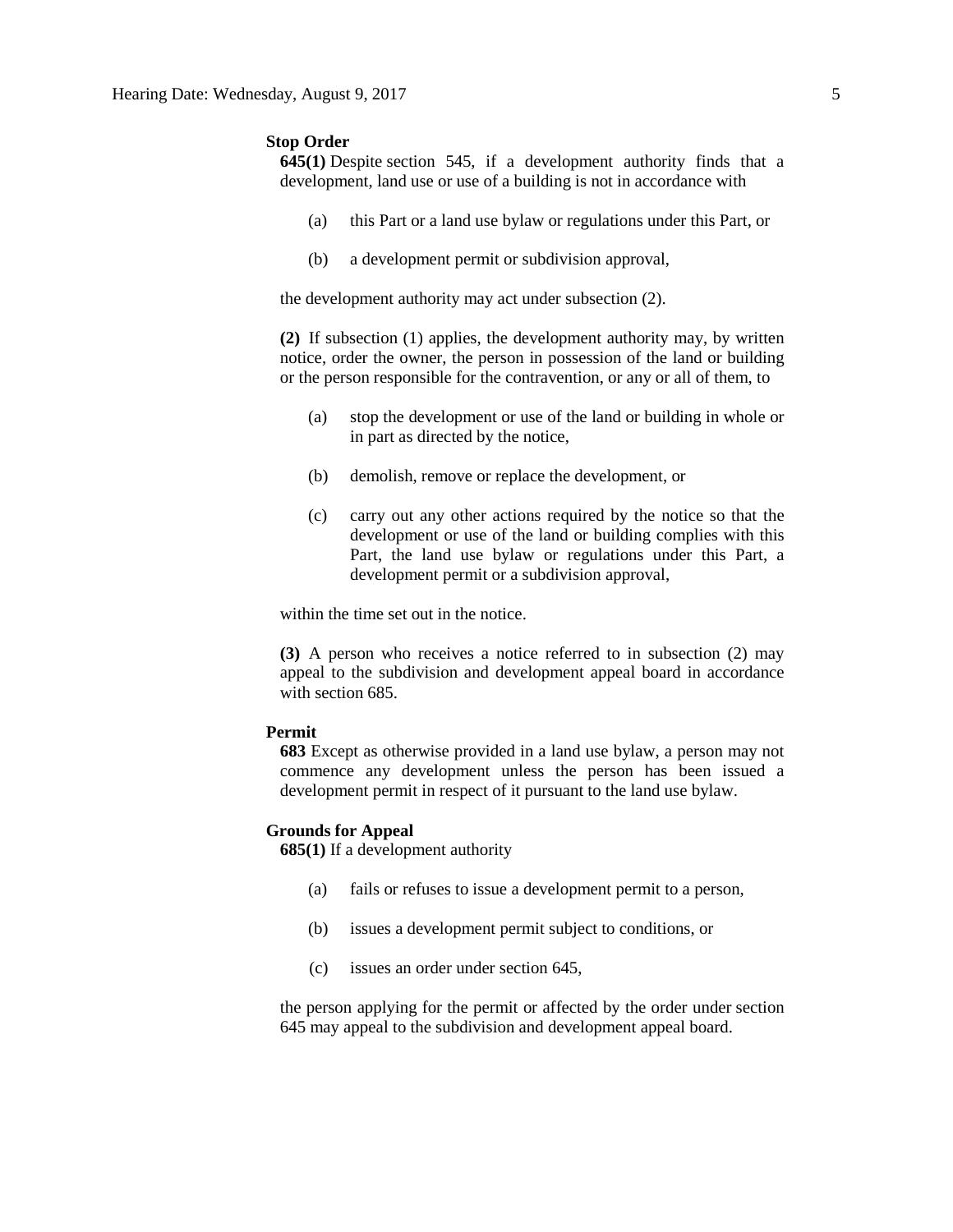**Stop Order**

**645(1)** Despite section 545, if a development authority finds that a development, land use or use of a building is not in accordance with

(a) this Part or a land use bylaw or regulations under this Part, or

(b) a development permit or subdivision approval,

the development authority may act under subsection (2).

**(2)** If subsection (1) applies, the development authority may, by written notice, order the owner, the person in possession of the land or building or the person responsible for the contravention, or any or all of them, to

(a) stop the development or use of the land or building in whole or in part as directed by the notice,

(b) demolish, remove or replace the development, or

(c) carry out any other actions required by the notice so that the development or use of the land or building complies with this Part, the land use bylaw or regulations under this Part, a development permit or a subdivision approval,

within the time set out in the notice.

**(3)** A person who receives a notice referred to in subsection (2) may appeal to the subdivision and development appeal board in accordance with section 685.

**Permit**

**683** Except as otherwise provided in a land use bylaw, a person may not commence any development unless the person has been issued a development permit in respect of it pursuant to the land use bylaw.

**Grounds for Appeal**

**685(1)** If a development authority

(a) fails or refuses to issue a development permit to a person,

(b) issues a development permit subject to conditions, or

(c) issues an order under section 645,

the person applying for the permit or affected by the order under section 645 may appeal to the subdivision and development appeal board.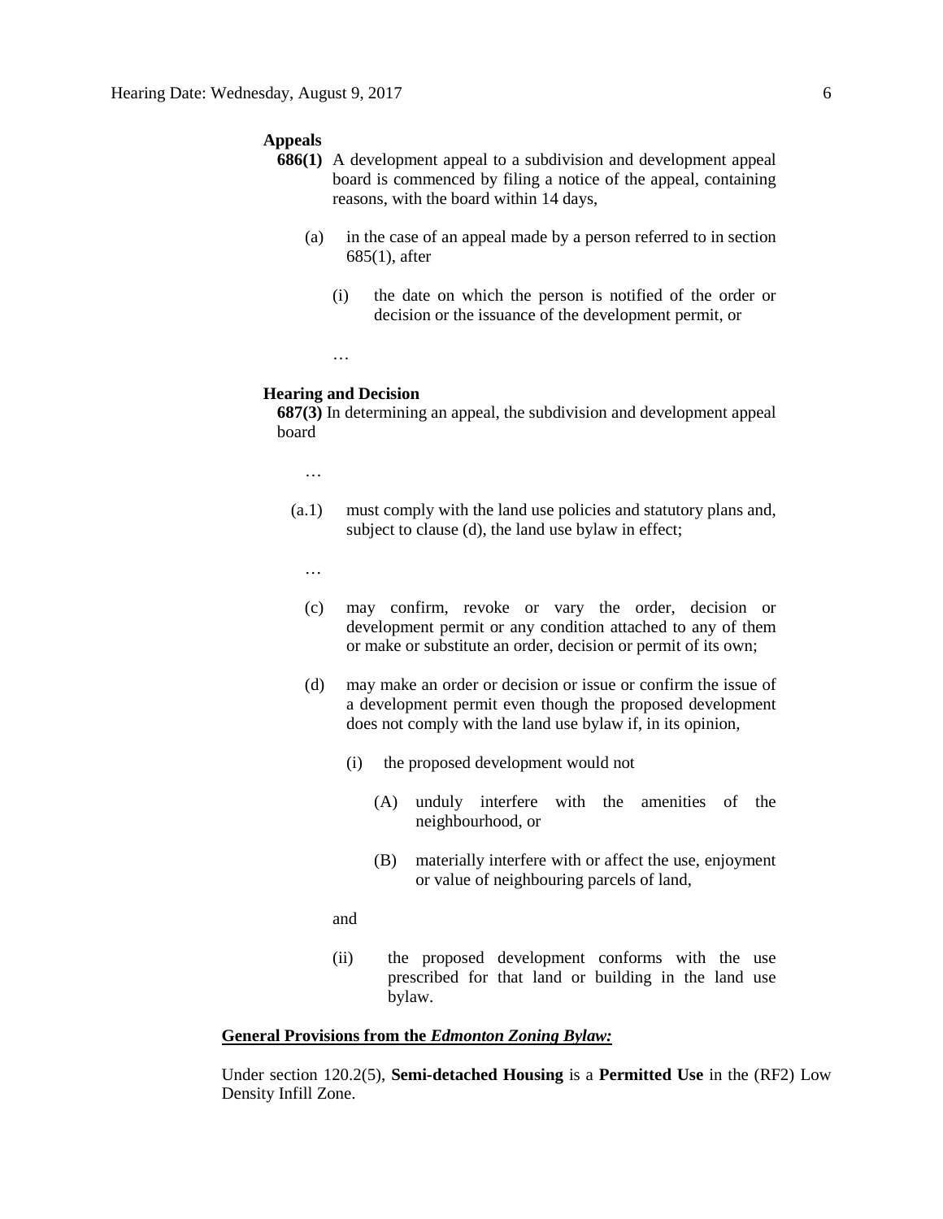**Appeals**

**686(1)** A development appeal to a subdivision and development appeal board is commenced by filing a notice of the appeal, containing reasons, with the board within 14 days,

(a) in the case of an appeal made by a person referred to in section 685(1), after

(i) the date on which the person is notified of the order or decision or the issuance of the development permit, or

…

**Hearing and Decision**

**687(3)** In determining an appeal, the subdivision and development appeal board

…

(a.1) must comply with the land use policies and statutory plans and, subject to clause (d), the land use bylaw in effect;

…

(c) may confirm, revoke or vary the order, decision or development permit or any condition attached to any of them or make or substitute an order, decision or permit of its own;

(d) may make an order or decision or issue or confirm the issue of a development permit even though the proposed development does not comply with the land use bylaw if, in its opinion,

(i) the proposed development would not

(A) unduly interfere with the amenities of the neighbourhood, or

(B) materially interfere with or affect the use, enjoyment or value of neighbouring parcels of land,

and

(ii) the proposed development conforms with the use prescribed for that land or building in the land use bylaw.

**General Provisions from the *Edmonton Zoning Bylaw:***

Under section 120.2(5), **Semi-detached Housing** is a **Permitted Use** in the (RF2) Low Density Infill Zone.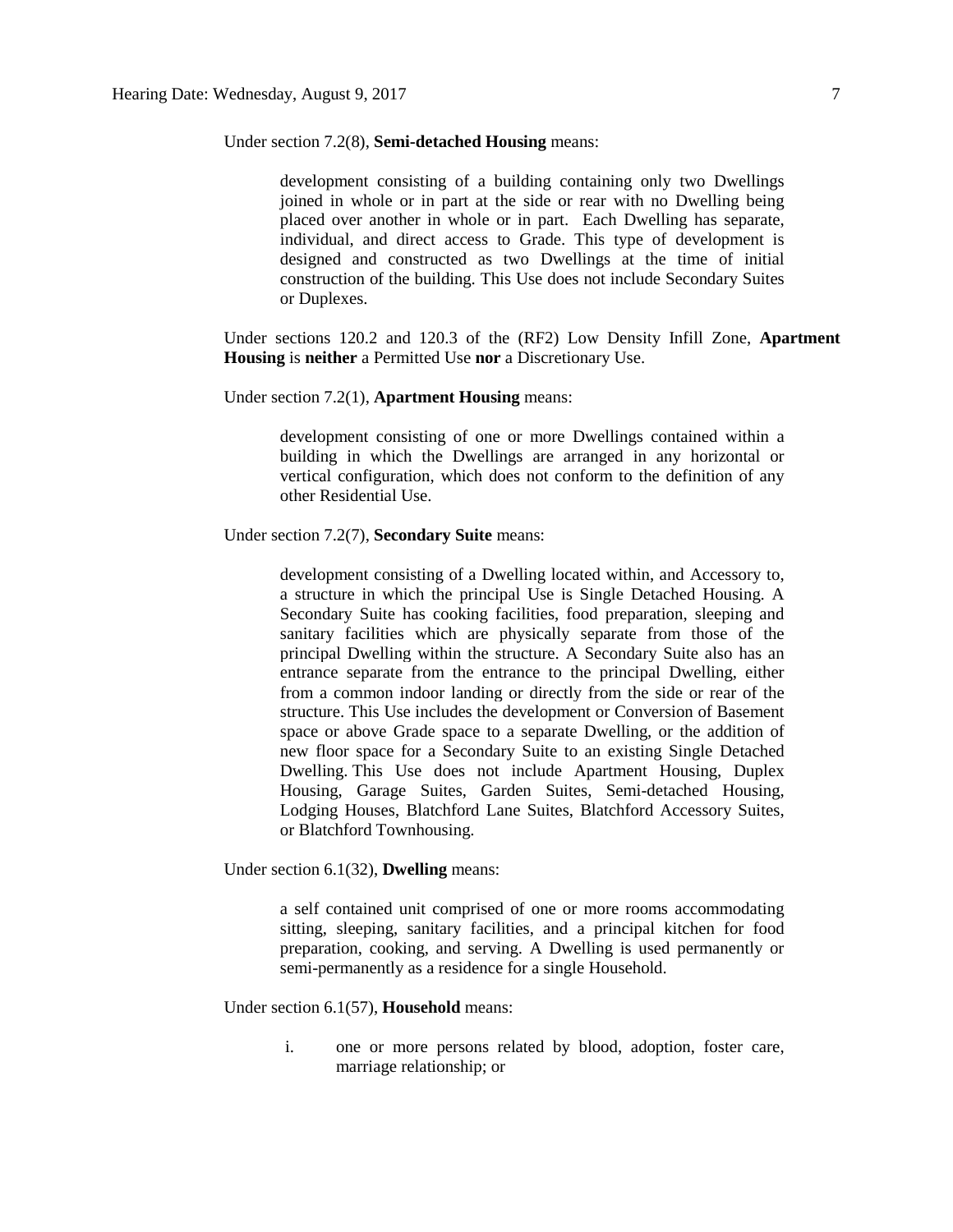Under section 7.2(8), **Semi-detached Housing** means:

> development consisting of a building containing only two Dwellings joined in whole or in part at the side or rear with no Dwelling being placed over another in whole or in part. Each Dwelling has separate, individual, and direct access to Grade. This type of development is designed and constructed as two Dwellings at the time of initial construction of the building. This Use does not include Secondary Suites or Duplexes.

Under sections 120.2 and 120.3 of the (RF2) Low Density Infill Zone, **Apartment Housing** is **neither** a Permitted Use **nor** a Discretionary Use.

Under section 7.2(1), **Apartment Housing** means:

> development consisting of one or more Dwellings contained within a building in which the Dwellings are arranged in any horizontal or vertical configuration, which does not conform to the definition of any other Residential Use.

Under section 7.2(7), **Secondary Suite** means:

> development consisting of a Dwelling located within, and Accessory to, a structure in which the principal Use is Single Detached Housing. A Secondary Suite has cooking facilities, food preparation, sleeping and sanitary facilities which are physically separate from those of the principal Dwelling within the structure. A Secondary Suite also has an entrance separate from the entrance to the principal Dwelling, either from a common indoor landing or directly from the side or rear of the structure. This Use includes the development or Conversion of Basement space or above Grade space to a separate Dwelling, or the addition of new floor space for a Secondary Suite to an existing Single Detached Dwelling. This Use does not include Apartment Housing, Duplex Housing, Garage Suites, Garden Suites, Semi-detached Housing, Lodging Houses, Blatchford Lane Suites, Blatchford Accessory Suites, or Blatchford Townhousing.

Under section 6.1(32), **Dwelling** means:

> a self contained unit comprised of one or more rooms accommodating sitting, sleeping, sanitary facilities, and a principal kitchen for food preparation, cooking, and serving. A Dwelling is used permanently or semi-permanently as a residence for a single Household.

Under section 6.1(57), **Household** means:

> i. one or more persons related by blood, adoption, foster care, marriage relationship; or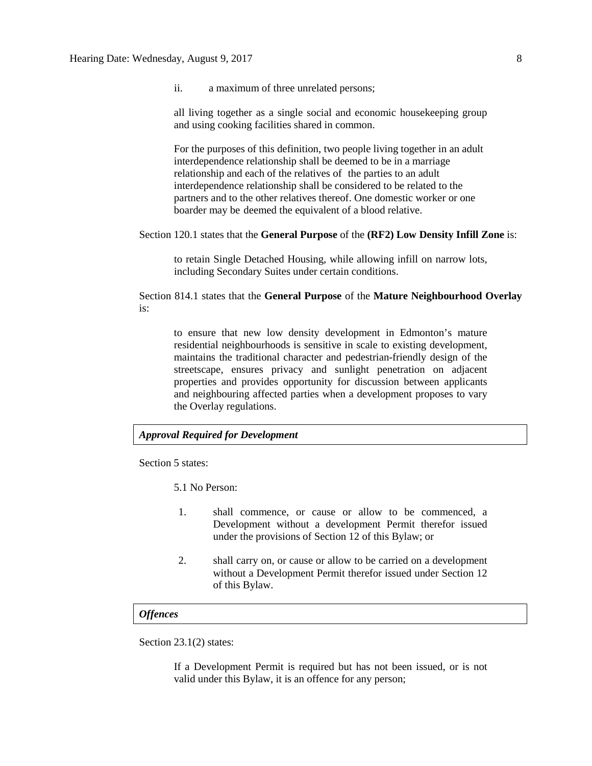ii. a maximum of three unrelated persons;

all living together as a single social and economic housekeeping group and using cooking facilities shared in common.

For the purposes of this definition, two people living together in an adult interdependence relationship shall be deemed to be in a marriage relationship and each of the relatives of the parties to an adult interdependence relationship shall be considered to be related to the partners and to the other relatives thereof. One domestic worker or one boarder may be deemed the equivalent of a blood relative.

Section 120.1 states that the **General Purpose** of the **(RF2) Low Density Infill Zone** is:

> to retain Single Detached Housing, while allowing infill on narrow lots, including Secondary Suites under certain conditions.

Section 814.1 states that the **General Purpose** of the **Mature Neighbourhood Overlay** is:

> to ensure that new low density development in Edmonton's mature residential neighbourhoods is sensitive in scale to existing development, maintains the traditional character and pedestrian-friendly design of the streetscape, ensures privacy and sunlight penetration on adjacent properties and provides opportunity for discussion between applicants and neighbouring affected parties when a development proposes to vary the Overlay regulations.

***Approval Required for Development***

Section 5 states:

5.1 No Person:

1. shall commence, or cause or allow to be commenced, a Development without a development Permit therefor issued under the provisions of Section 12 of this Bylaw; or

2. shall carry on, or cause or allow to be carried on a development without a Development Permit therefor issued under Section 12 of this Bylaw.

***Offences***

Section 23.1(2) states:

> If a Development Permit is required but has not been issued, or is not valid under this Bylaw, it is an offence for any person;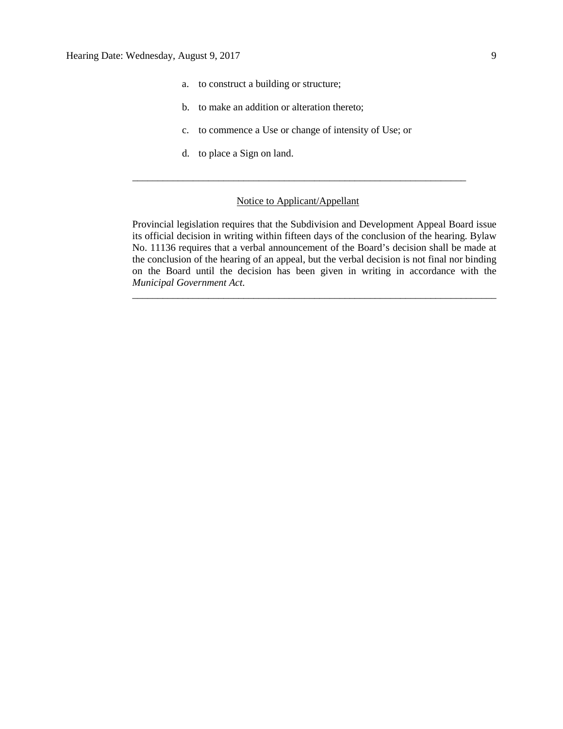a. to construct a building or structure;

b. to make an addition or alteration thereto;

c. to commence a Use or change of intensity of Use; or

d. to place a Sign on land.

---

<u>Notice to Applicant/Appellant</u>

Provincial legislation requires that the Subdivision and Development Appeal Board issue its official decision in writing within fifteen days of the conclusion of the hearing. Bylaw No. 11136 requires that a verbal announcement of the Board's decision shall be made at the conclusion of the hearing of an appeal, but the verbal decision is not final nor binding on the Board until the decision has been given in writing in accordance with the *Municipal Government Act.*

---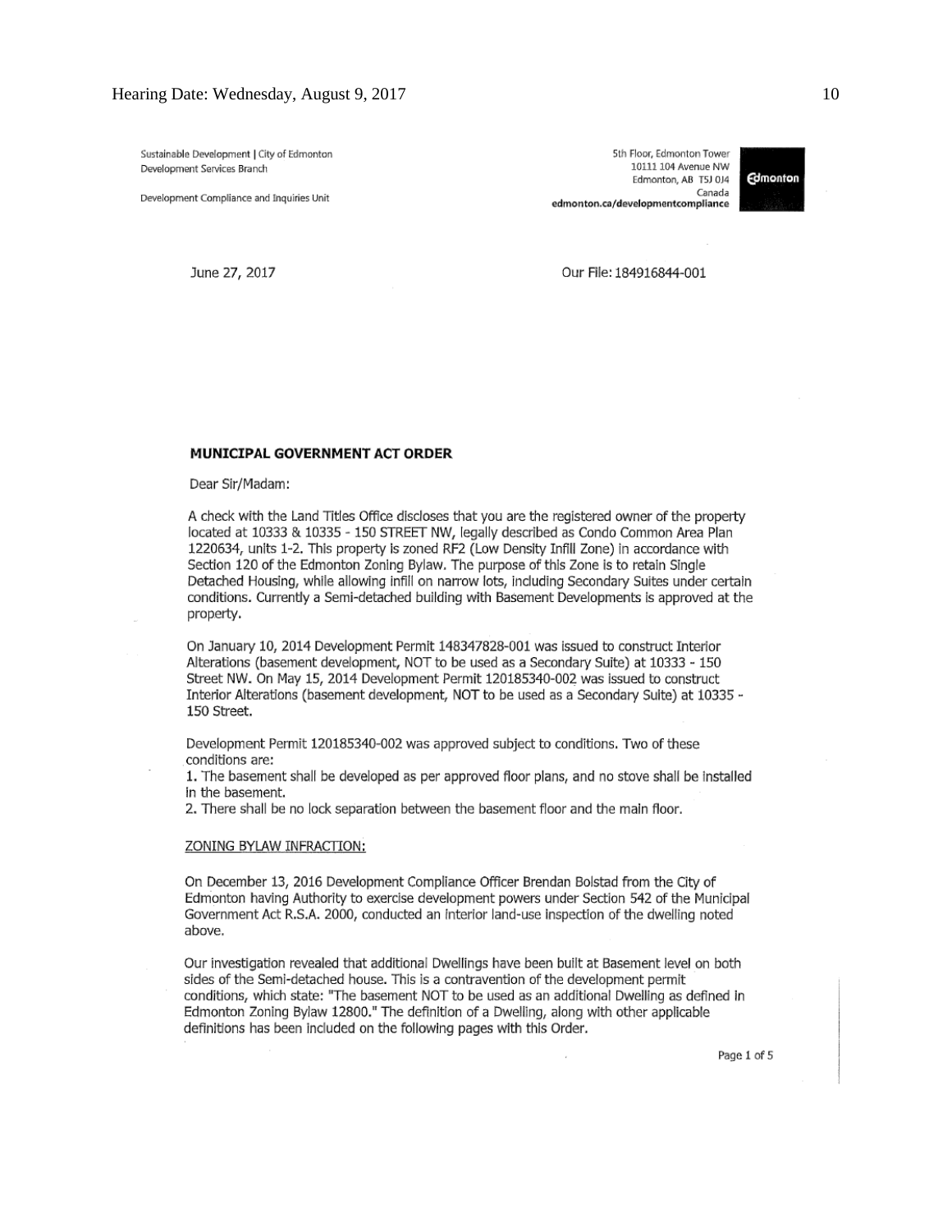Sustainable Development | City of Edmonton
Development Services Branch

Development Compliance and Inquiries Unit

5th Floor, Edmonton Tower
10111 104 Avenue NW
Edmonton, AB T5J 0J4
Canada
**edmonton.ca/developmentcompliance**

June 27, 2017

Our File: 184916844-001

**MUNICIPAL GOVERNMENT ACT ORDER**

Dear Sir/Madam:

A check with the Land Titles Office discloses that you are the registered owner of the property located at 10333 & 10335 - 150 STREET NW, legally described as Condo Common Area Plan 1220634, units 1-2. This property is zoned RF2 (Low Density Infill Zone) in accordance with Section 120 of the Edmonton Zoning Bylaw. The purpose of this Zone is to retain Single Detached Housing, while allowing infill on narrow lots, including Secondary Suites under certain conditions. Currently a Semi-detached building with Basement Developments is approved at the property.

On January 10, 2014 Development Permit 148347828-001 was issued to construct Interior Alterations (basement development, NOT to be used as a Secondary Suite) at 10333 - 150 Street NW. On May 15, 2014 Development Permit 120185340-002 was issued to construct Interior Alterations (basement development, NOT to be used as a Secondary Suite) at 10335 - 150 Street.

Development Permit 120185340-002 was approved subject to conditions. Two of these conditions are:

1. The basement shall be developed as per approved floor plans, and no stove shall be installed in the basement.
2. There shall be no lock separation between the basement floor and the main floor.

ZONING BYLAW INFRACTION:

On December 13, 2016 Development Compliance Officer Brendan Bolstad from the City of Edmonton having Authority to exercise development powers under Section 542 of the Municipal Government Act R.S.A. 2000, conducted an interior land-use inspection of the dwelling noted above.

Our investigation revealed that additional Dwellings have been built at Basement level on both sides of the Semi-detached house. This is a contravention of the development permit conditions, which state: "The basement NOT to be used as an additional Dwelling as defined in Edmonton Zoning Bylaw 12800." The definition of a Dwelling, along with other applicable definitions has been included on the following pages with this Order.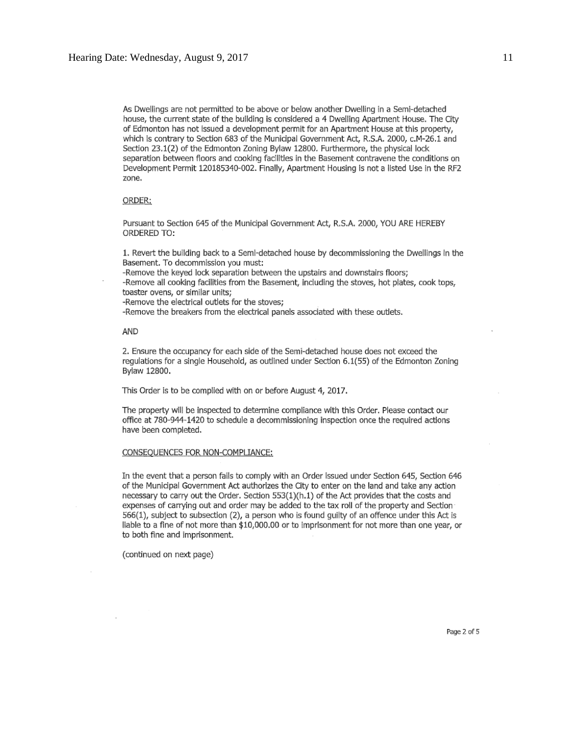As Dwellings are not permitted to be above or below another Dwelling in a Semi-detached house, the current state of the building is considered a 4 Dwelling Apartment House. The City of Edmonton has not issued a development permit for an Apartment House at this property, which is contrary to Section 683 of the Municipal Government Act, R.S.A. 2000, c.M-26.1 and Section 23.1(2) of the Edmonton Zoning Bylaw 12800. Furthermore, the physical lock separation between floors and cooking facilities in the Basement contravene the conditions on Development Permit 120185340-002. Finally, Apartment Housing is not a listed Use in the RF2 zone.

ORDER:

Pursuant to Section 645 of the Municipal Government Act, R.S.A. 2000, YOU ARE HEREBY ORDERED TO:

1. Revert the building back to a Semi-detached house by decommissioning the Dwellings in the Basement. To decommission you must:
-Remove the keyed lock separation between the upstairs and downstairs floors;
-Remove all cooking facilities from the Basement, including the stoves, hot plates, cook tops, toaster ovens, or similar units;
-Remove the electrical outlets for the stoves;
-Remove the breakers from the electrical panels associated with these outlets.

AND

2. Ensure the occupancy for each side of the Semi-detached house does not exceed the regulations for a single Household, as outlined under Section 6.1(55) of the Edmonton Zoning Bylaw 12800.

This Order is to be complied with on or before August 4, 2017.

The property will be inspected to determine compliance with this Order. Please contact our office at 780-944-1420 to schedule a decommissioning inspection once the required actions have been completed.

CONSEQUENCES FOR NON-COMPLIANCE:

In the event that a person fails to comply with an Order issued under Section 645, Section 646 of the Municipal Government Act authorizes the City to enter on the land and take any action necessary to carry out the Order. Section 553(1)(h.1) of the Act provides that the costs and expenses of carrying out and order may be added to the tax roll of the property and Section 566(1), subject to subsection (2), a person who is found guilty of an offence under this Act is liable to a fine of not more than $10,000.00 or to imprisonment for not more than one year, or to both fine and imprisonment.

(continued on next page)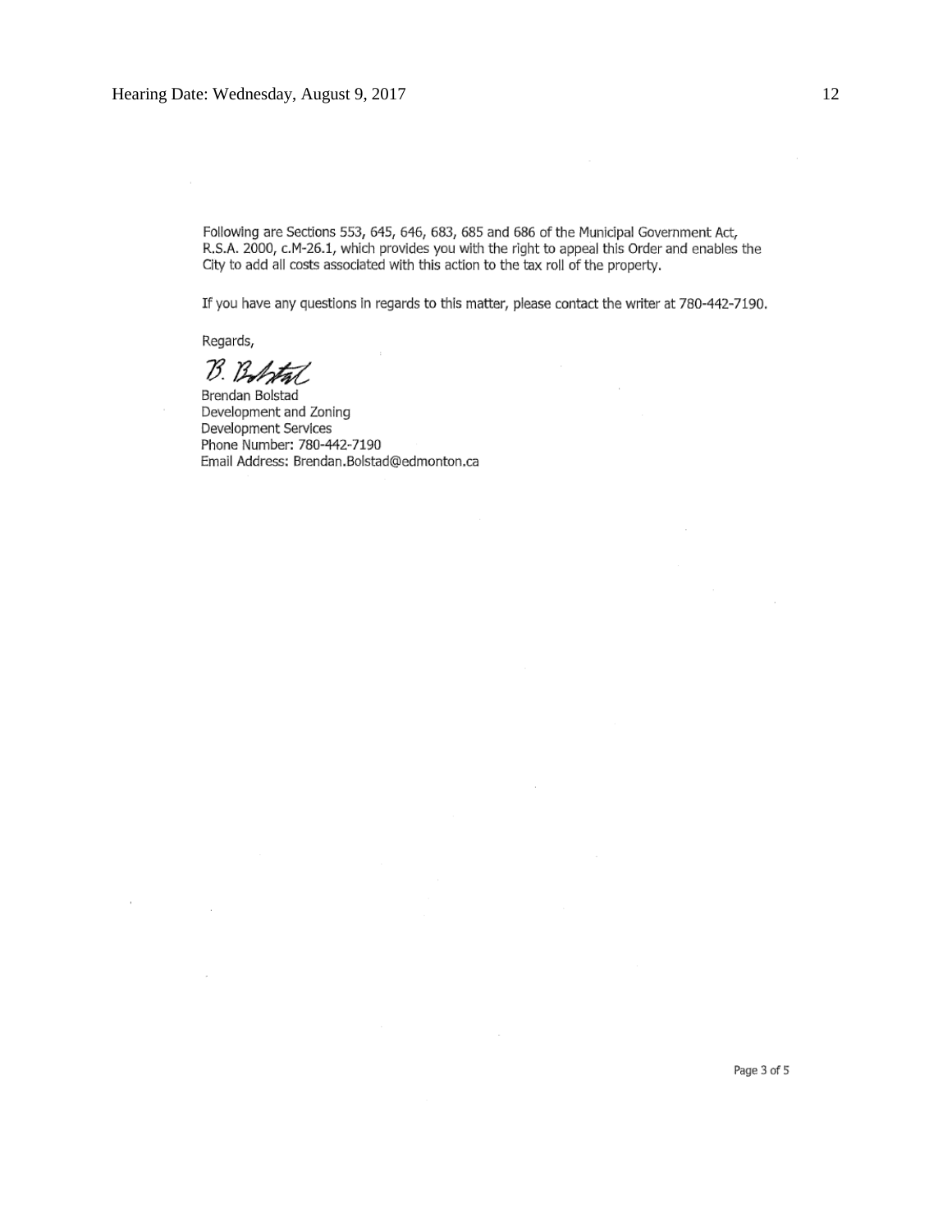Following are Sections 553, 645, 646, 683, 685 and 686 of the Municipal Government Act, R.S.A. 2000, c.M-26.1, which provides you with the right to appeal this Order and enables the City to add all costs associated with this action to the tax roll of the property.

If you have any questions in regards to this matter, please contact the writer at 780-442-7190.

Regards,

B. Bolstad

Brendan Bolstad
Development and Zoning
Development Services
Phone Number: 780-442-7190
Email Address: Brendan.Bolstad@edmonton.ca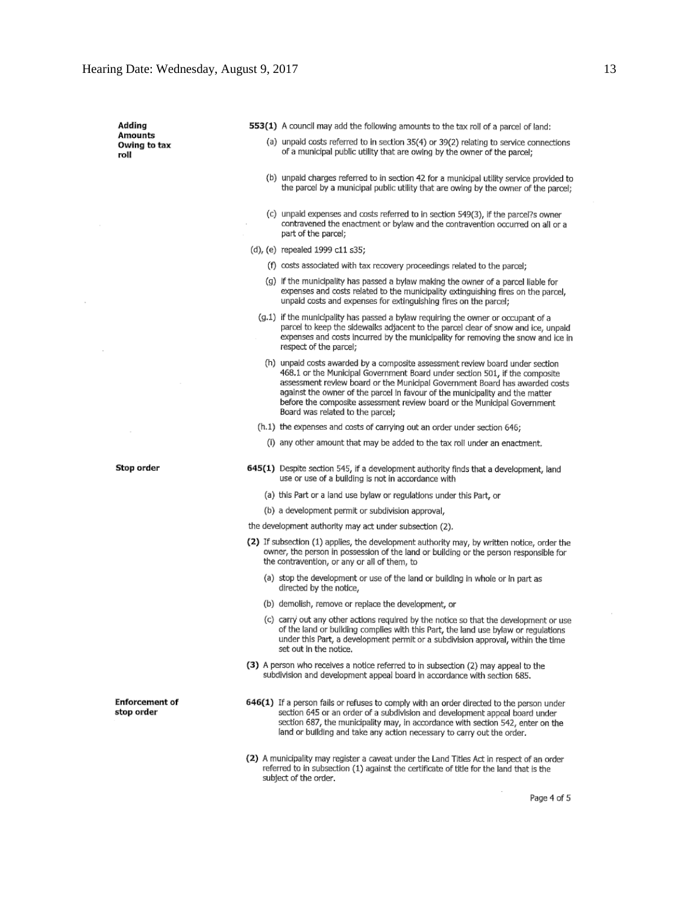**Adding Amounts Owing to tax roll**

**553(1)** A council may add the following amounts to the tax roll of a parcel of land:

(a) unpaid costs referred to in section 35(4) or 39(2) relating to service connections of a municipal public utility that are owing by the owner of the parcel;

(b) unpaid charges referred to in section 42 for a municipal utility service provided to the parcel by a municipal public utility that are owing by the owner of the parcel;

(c) unpaid expenses and costs referred to in section 549(3), if the parcel?s owner contravened the enactment or bylaw and the contravention occurred on all or a part of the parcel;

(d), (e) repealed 1999 c11 s35;

(f) costs associated with tax recovery proceedings related to the parcel;

(g) if the municipality has passed a bylaw making the owner of a parcel liable for expenses and costs related to the municipality extinguishing fires on the parcel, unpaid costs and expenses for extinguishing fires on the parcel;

(g.1) if the municipality has passed a bylaw requiring the owner or occupant of a parcel to keep the sidewalks adjacent to the parcel clear of snow and ice, unpaid expenses and costs incurred by the municipality for removing the snow and ice in respect of the parcel;

(h) unpaid costs awarded by a composite assessment review board under section 468.1 or the Municipal Government Board under section 501, if the composite assessment review board or the Municipal Government Board has awarded costs against the owner of the parcel in favour of the municipality and the matter before the composite assessment review board or the Municipal Government Board was related to the parcel;

(h.1) the expenses and costs of carrying out an order under section 646;

(i) any other amount that may be added to the tax roll under an enactment.

**Stop order**

**645(1)** Despite section 545, if a development authority finds that a development, land use or use of a building is not in accordance with

(a) this Part or a land use bylaw or regulations under this Part, or

(b) a development permit or subdivision approval,

the development authority may act under subsection (2).

**(2)** If subsection (1) applies, the development authority may, by written notice, order the owner, the person in possession of the land or building or the person responsible for the contravention, or any or all of them, to

(a) stop the development or use of the land or building in whole or in part as directed by the notice,

(b) demolish, remove or replace the development, or

(c) carry out any other actions required by the notice so that the development or use of the land or building complies with this Part, the land use bylaw or regulations under this Part, a development permit or a subdivision approval, within the time set out in the notice.

**(3)** A person who receives a notice referred to in subsection (2) may appeal to the subdivision and development appeal board in accordance with section 685.

**Enforcement of stop order**

**646(1)** If a person fails or refuses to comply with an order directed to the person under section 645 or an order of a subdivision and development appeal board under section 687, the municipality may, in accordance with section 542, enter on the land or building and take any action necessary to carry out the order.

**(2)** A municipality may register a caveat under the Land Titles Act in respect of an order referred to in subsection (1) against the certificate of title for the land that is the subject of the order.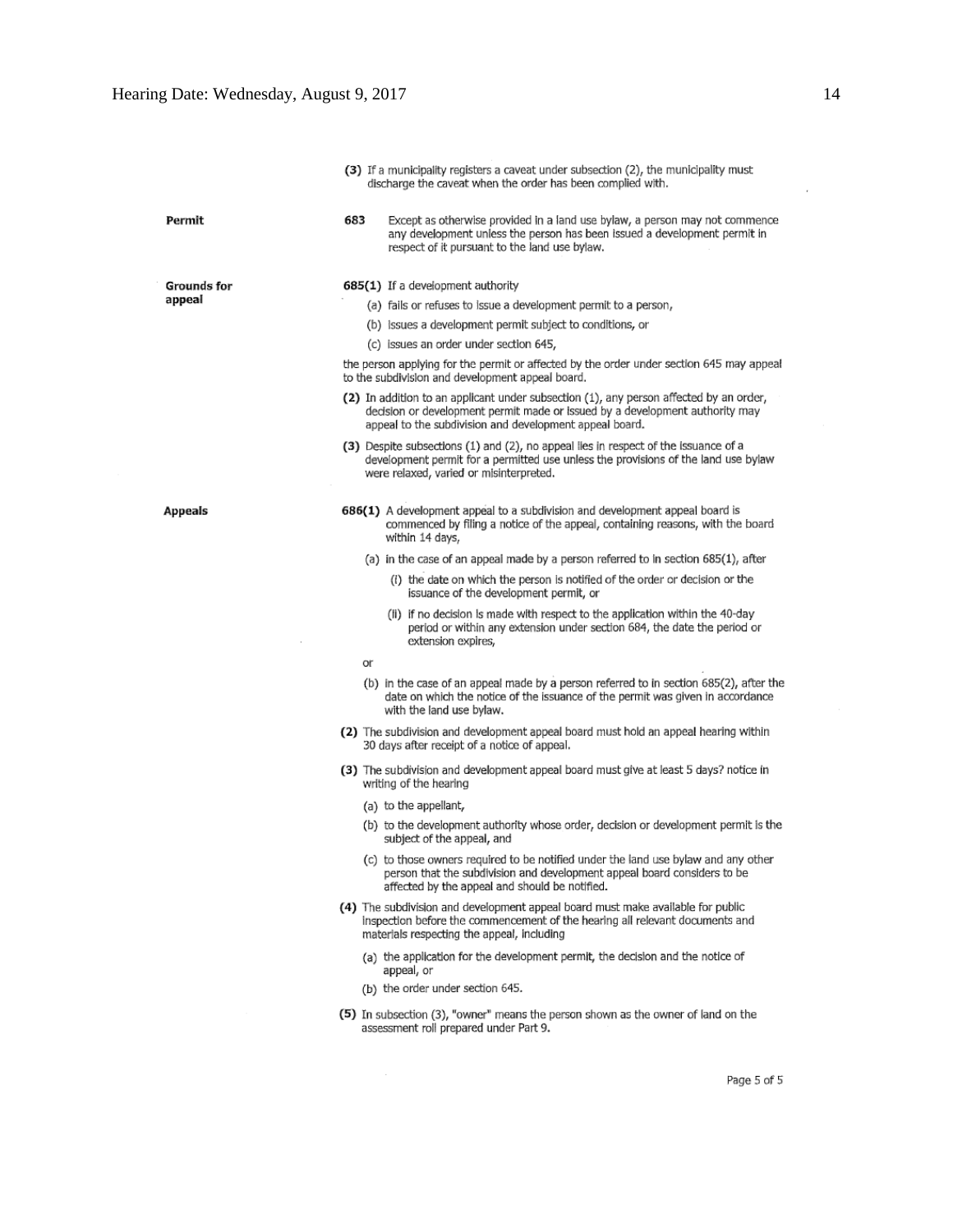(3) If a municipality registers a caveat under subsection (2), the municipality must discharge the caveat when the order has been complied with.

**Permit**

683 Except as otherwise provided in a land use bylaw, a person may not commence any development unless the person has been issued a development permit in respect of it pursuant to the land use bylaw.

**Grounds for appeal**

685(1) If a development authority

(a) fails or refuses to issue a development permit to a person,

(b) issues a development permit subject to conditions, or

(c) issues an order under section 645,

the person applying for the permit or affected by the order under section 645 may appeal to the subdivision and development appeal board.

(2) In addition to an applicant under subsection (1), any person affected by an order, decision or development permit made or issued by a development authority may appeal to the subdivision and development appeal board.

(3) Despite subsections (1) and (2), no appeal lies in respect of the issuance of a development permit for a permitted use unless the provisions of the land use bylaw were relaxed, varied or misinterpreted.

**Appeals**

686(1) A development appeal to a subdivision and development appeal board is commenced by filing a notice of the appeal, containing reasons, with the board within 14 days,

(a) in the case of an appeal made by a person referred to in section 685(1), after

(i) the date on which the person is notified of the order or decision or the issuance of the development permit, or

(ii) if no decision is made with respect to the application within the 40-day period or within any extension under section 684, the date the period or extension expires,

or

(b) in the case of an appeal made by a person referred to in section 685(2), after the date on which the notice of the issuance of the permit was given in accordance with the land use bylaw.

(2) The subdivision and development appeal board must hold an appeal hearing within 30 days after receipt of a notice of appeal.

(3) The subdivision and development appeal board must give at least 5 days? notice in writing of the hearing

(a) to the appellant,

(b) to the development authority whose order, decision or development permit is the subject of the appeal, and

(c) to those owners required to be notified under the land use bylaw and any other person that the subdivision and development appeal board considers to be affected by the appeal and should be notified.

(4) The subdivision and development appeal board must make available for public inspection before the commencement of the hearing all relevant documents and materials respecting the appeal, including

(a) the application for the development permit, the decision and the notice of appeal, or

(b) the order under section 645.

(5) In subsection (3), "owner" means the person shown as the owner of land on the assessment roll prepared under Part 9.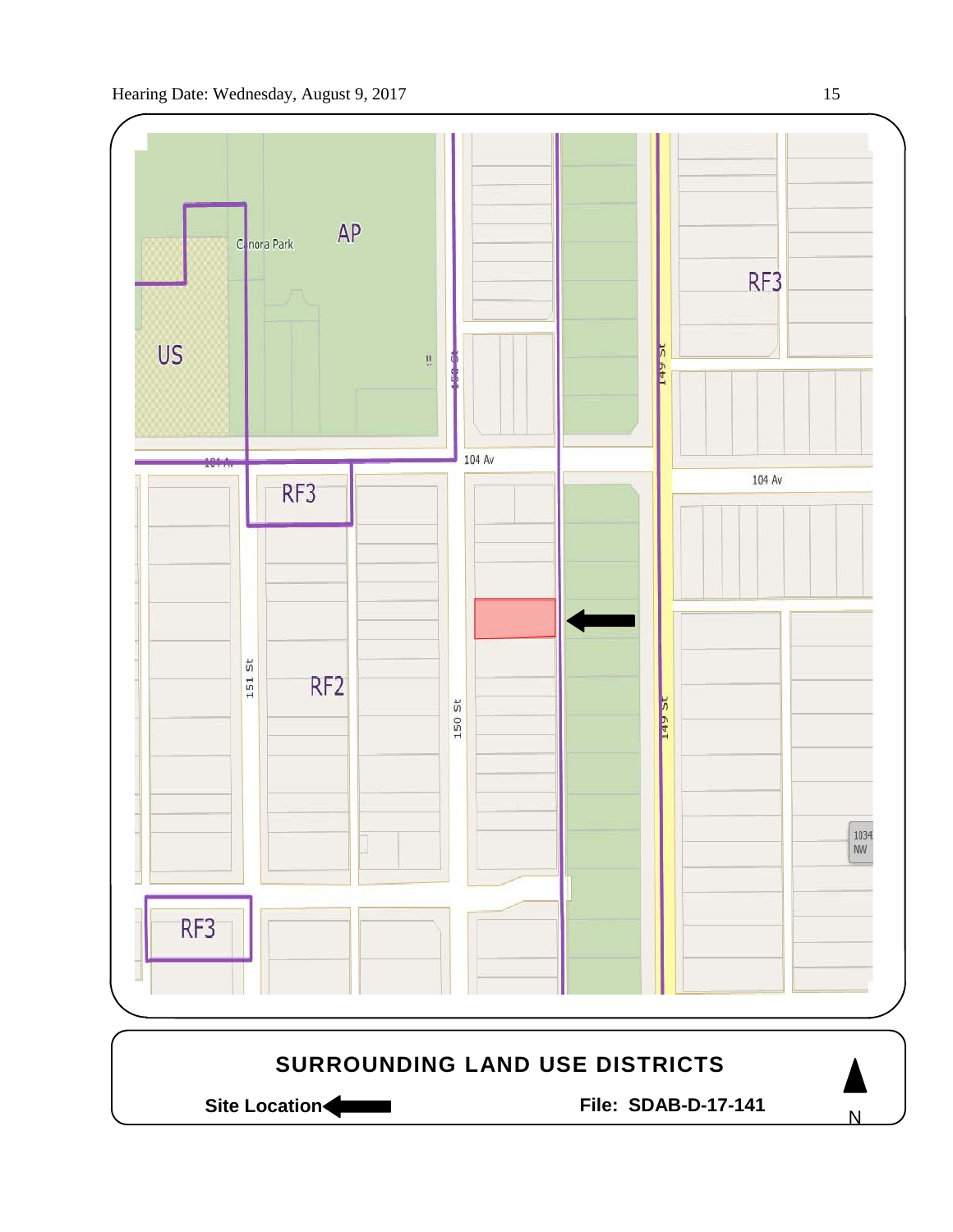Canora Park

AP

US

RF3

104 Av

RF3

RF2

151 St

150 St

149 St

104 Av

RF3

1034 NW

## SURROUNDING LAND USE DISTRICTS

**Site Location** ⬅

**File: SDAB-D-17-141**

N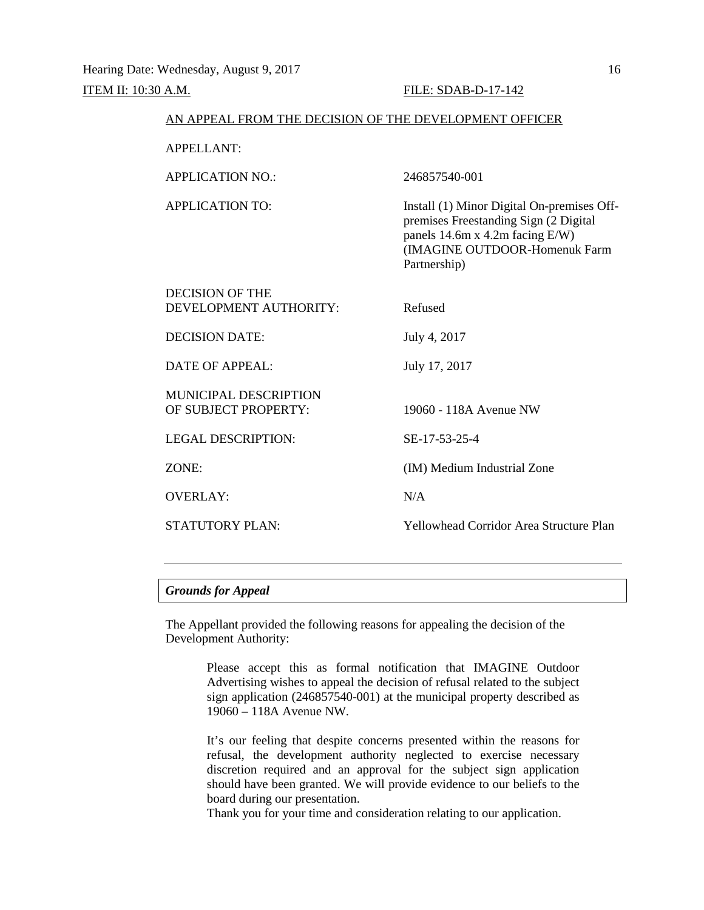ITEM II: 10:30 A.M. FILE: SDAB-D-17-142

AN APPEAL FROM THE DECISION OF THE DEVELOPMENT OFFICER

| | |
|---|---|
| APPELLANT: | |
| APPLICATION NO.: | 246857540-001 |
| APPLICATION TO: | Install (1) Minor Digital On-premises Off-premises Freestanding Sign (2 Digital panels 14.6m x 4.2m facing E/W) (IMAGINE OUTDOOR-Homenuk Farm Partnership) |
| DECISION OF THE DEVELOPMENT AUTHORITY: | Refused |
| DECISION DATE: | July 4, 2017 |
| DATE OF APPEAL: | July 17, 2017 |
| MUNICIPAL DESCRIPTION OF SUBJECT PROPERTY: | 19060 - 118A Avenue NW |
| LEGAL DESCRIPTION: | SE-17-53-25-4 |
| ZONE: | (IM) Medium Industrial Zone |
| OVERLAY: | N/A |
| STATUTORY PLAN: | Yellowhead Corridor Area Structure Plan |

---

***Grounds for Appeal***

The Appellant provided the following reasons for appealing the decision of the Development Authority:

> Please accept this as formal notification that IMAGINE Outdoor Advertising wishes to appeal the decision of refusal related to the subject sign application (246857540-001) at the municipal property described as 19060 – 118A Avenue NW.
>
> It's our feeling that despite concerns presented within the reasons for refusal, the development authority neglected to exercise necessary discretion required and an approval for the subject sign application should have been granted. We will provide evidence to our beliefs to the board during our presentation.
> Thank you for your time and consideration relating to our application.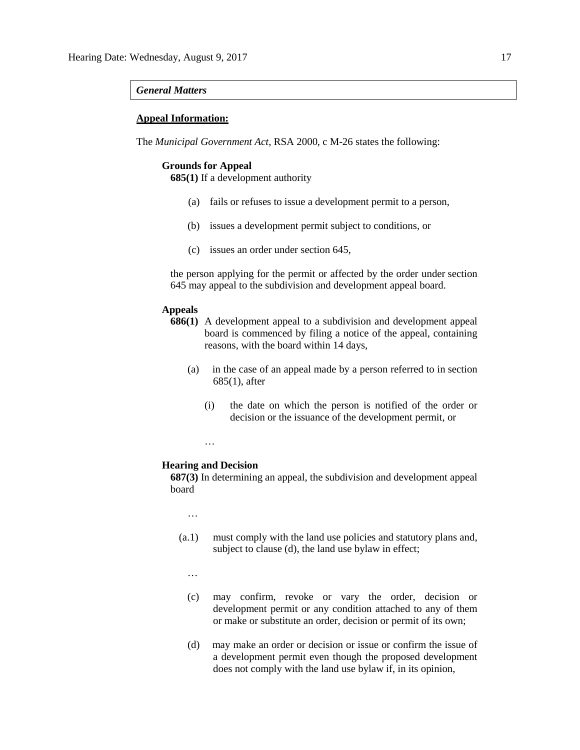***General Matters***

**Appeal Information:**

The *Municipal Government Act*, RSA 2000, c M-26 states the following:

**Grounds for Appeal**

**685(1)** If a development authority

(a) fails or refuses to issue a development permit to a person,

(b) issues a development permit subject to conditions, or

(c) issues an order under section 645,

the person applying for the permit or affected by the order under section 645 may appeal to the subdivision and development appeal board.

**Appeals**

**686(1)** A development appeal to a subdivision and development appeal board is commenced by filing a notice of the appeal, containing reasons, with the board within 14 days,

(a) in the case of an appeal made by a person referred to in section 685(1), after

(i) the date on which the person is notified of the order or decision or the issuance of the development permit, or

…

**Hearing and Decision**

**687(3)** In determining an appeal, the subdivision and development appeal board

…

(a.1) must comply with the land use policies and statutory plans and, subject to clause (d), the land use bylaw in effect;

…

(c) may confirm, revoke or vary the order, decision or development permit or any condition attached to any of them or make or substitute an order, decision or permit of its own;

(d) may make an order or decision or issue or confirm the issue of a development permit even though the proposed development does not comply with the land use bylaw if, in its opinion,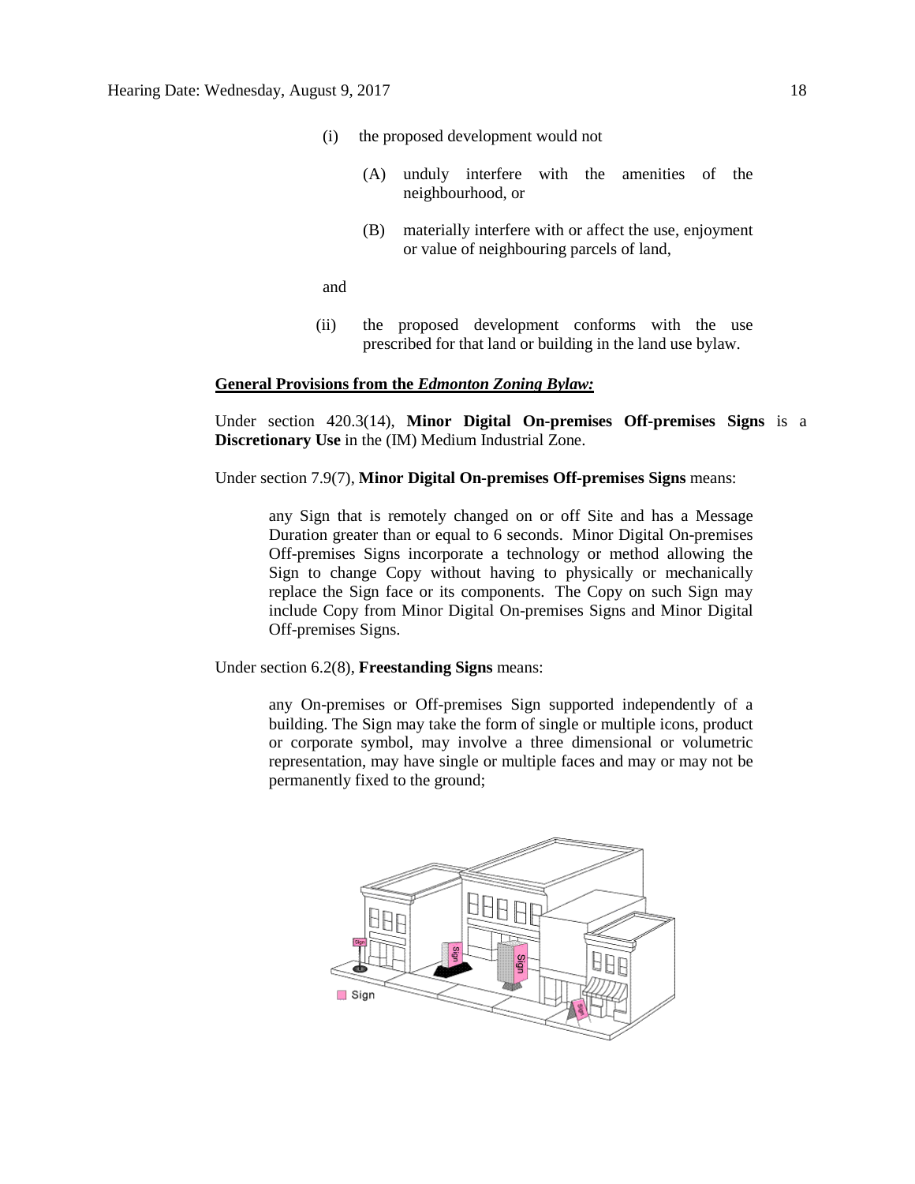(i) the proposed development would not

(A) unduly interfere with the amenities of the neighbourhood, or

(B) materially interfere with or affect the use, enjoyment or value of neighbouring parcels of land,

and

(ii) the proposed development conforms with the use prescribed for that land or building in the land use bylaw.

**General Provisions from the *Edmonton Zoning Bylaw:***

Under section 420.3(14), **Minor Digital On-premises Off-premises Signs** is a **Discretionary Use** in the (IM) Medium Industrial Zone.

Under section 7.9(7), **Minor Digital On-premises Off-premises Signs** means:

> any Sign that is remotely changed on or off Site and has a Message Duration greater than or equal to 6 seconds. Minor Digital On-premises Off-premises Signs incorporate a technology or method allowing the Sign to change Copy without having to physically or mechanically replace the Sign face or its components. The Copy on such Sign may include Copy from Minor Digital On-premises Signs and Minor Digital Off-premises Signs.

Under section 6.2(8), **Freestanding Signs** means:

> any On-premises or Off-premises Sign supported independently of a building. The Sign may take the form of single or multiple icons, product or corporate symbol, may involve a three dimensional or volumetric representation, may have single or multiple faces and may or may not be permanently fixed to the ground;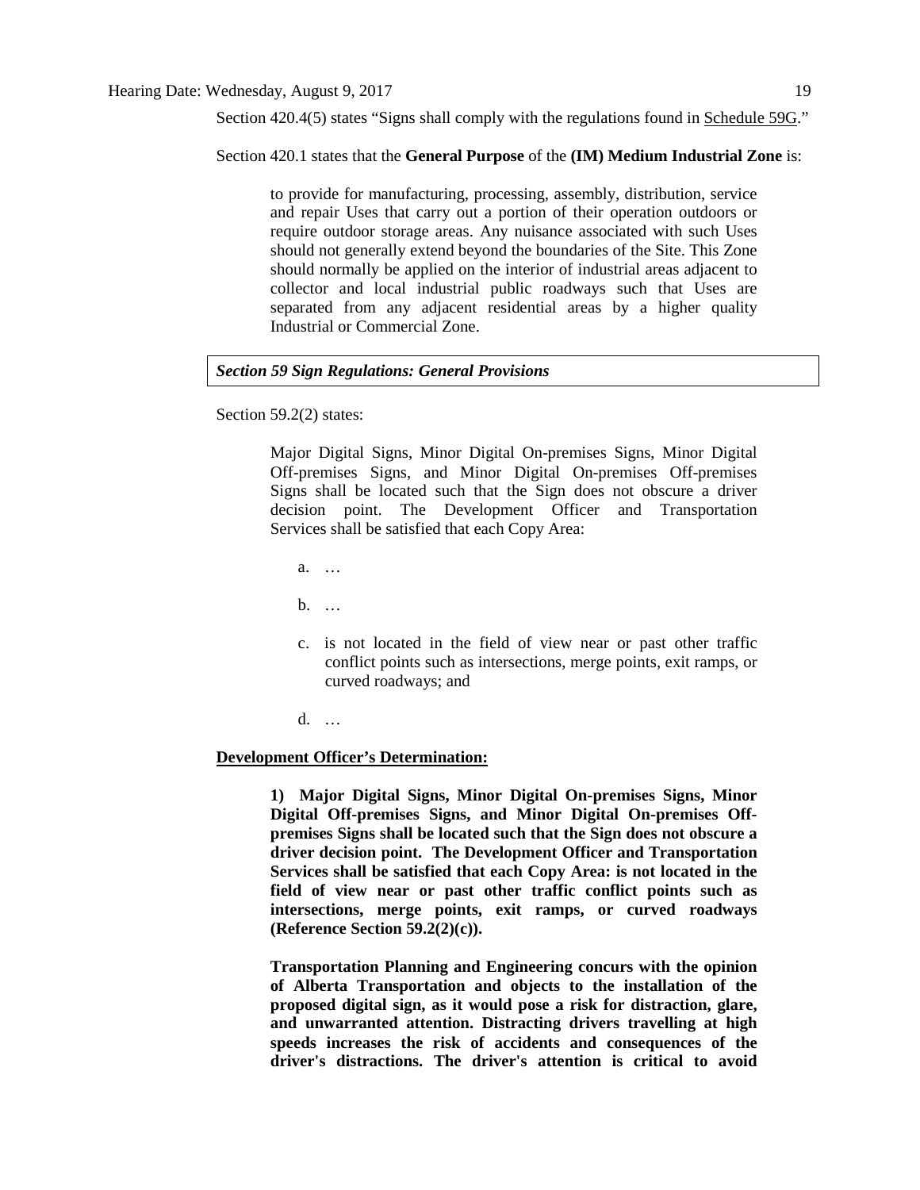Section 420.4(5) states “Signs shall comply with the regulations found in Schedule 59G.”

Section 420.1 states that the **General Purpose** of the **(IM) Medium Industrial Zone** is:

> to provide for manufacturing, processing, assembly, distribution, service and repair Uses that carry out a portion of their operation outdoors or require outdoor storage areas. Any nuisance associated with such Uses should not generally extend beyond the boundaries of the Site. This Zone should normally be applied on the interior of industrial areas adjacent to collector and local industrial public roadways such that Uses are separated from any adjacent residential areas by a higher quality Industrial or Commercial Zone.

***Section 59 Sign Regulations: General Provisions***

Section 59.2(2) states:

> Major Digital Signs, Minor Digital On-premises Signs, Minor Digital Off-premises Signs, and Minor Digital On-premises Off-premises Signs shall be located such that the Sign does not obscure a driver decision point. The Development Officer and Transportation Services shall be satisfied that each Copy Area:
>
> a. …
>
> b. …
>
> c. is not located in the field of view near or past other traffic conflict points such as intersections, merge points, exit ramps, or curved roadways; and
>
> d. …

**Development Officer’s Determination:**

> **1) Major Digital Signs, Minor Digital On-premises Signs, Minor Digital Off-premises Signs, and Minor Digital On-premises Off-premises Signs shall be located such that the Sign does not obscure a driver decision point. The Development Officer and Transportation Services shall be satisfied that each Copy Area: is not located in the field of view near or past other traffic conflict points such as intersections, merge points, exit ramps, or curved roadways (Reference Section 59.2(2)(c)).**
>
> **Transportation Planning and Engineering concurs with the opinion of Alberta Transportation and objects to the installation of the proposed digital sign, as it would pose a risk for distraction, glare, and unwarranted attention. Distracting drivers travelling at high speeds increases the risk of accidents and consequences of the driver's distractions. The driver's attention is critical to avoid**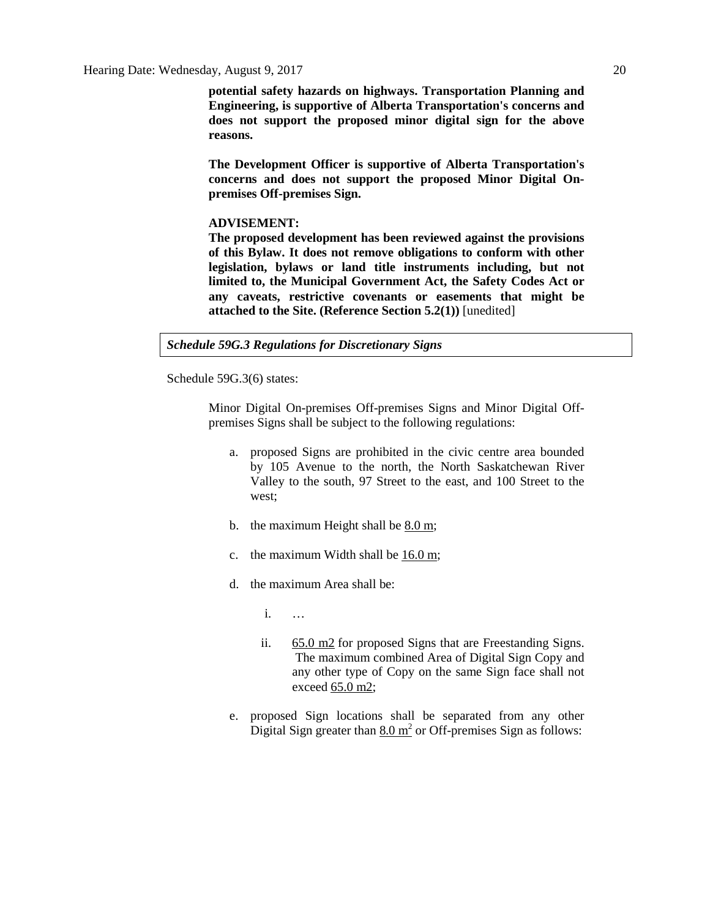**potential safety hazards on highways. Transportation Planning and Engineering, is supportive of Alberta Transportation's concerns and does not support the proposed minor digital sign for the above reasons.**

**The Development Officer is supportive of Alberta Transportation's concerns and does not support the proposed Minor Digital On-premises Off-premises Sign.**

**ADVISEMENT:**
**The proposed development has been reviewed against the provisions of this Bylaw. It does not remove obligations to conform with other legislation, bylaws or land title instruments including, but not limited to, the Municipal Government Act, the Safety Codes Act or any caveats, restrictive covenants or easements that might be attached to the Site. (Reference Section 5.2(1))** [unedited]

***Schedule 59G.3 Regulations for Discretionary Signs***

Schedule 59G.3(6) states:

> Minor Digital On-premises Off-premises Signs and Minor Digital Off-premises Signs shall be subject to the following regulations:
>
> a. proposed Signs are prohibited in the civic centre area bounded by 105 Avenue to the north, the North Saskatchewan River Valley to the south, 97 Street to the east, and 100 Street to the west;
>
> b. the maximum Height shall be 8.0 m;
>
> c. the maximum Width shall be 16.0 m;
>
> d. the maximum Area shall be:
>
>    i. …
>
>    ii. 65.0 m2 for proposed Signs that are Freestanding Signs. The maximum combined Area of Digital Sign Copy and any other type of Copy on the same Sign face shall not exceed 65.0 m2;
>
> e. proposed Sign locations shall be separated from any other Digital Sign greater than $8.0\ m^2$ or Off-premises Sign as follows: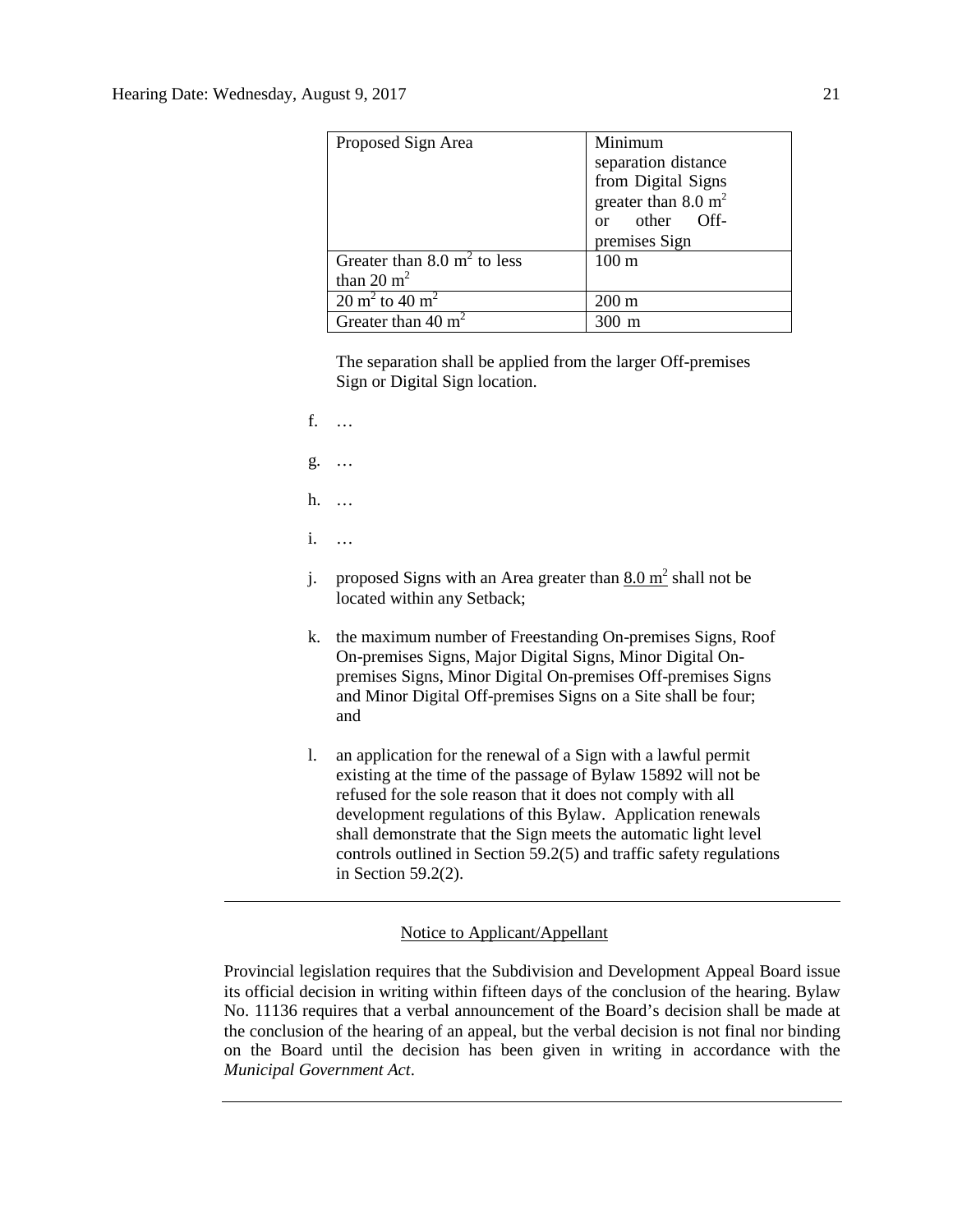| Proposed Sign Area | Minimum separation distance from Digital Signs greater than 8.0 $m^2$ or other Off-premises Sign |
|---|---|
| Greater than 8.0 $m^2$ to less than 20 $m^2$ | 100 m |
| 20 $m^2$ to 40 $m^2$ | 200 m |
| Greater than 40 $m^2$ | 300 m |

The separation shall be applied from the larger Off-premises Sign or Digital Sign location.

f. …

g. …

h. …

i. …

j. proposed Signs with an Area greater than <u>8.0 $m^2$</u> shall not be located within any Setback;

k. the maximum number of Freestanding On-premises Signs, Roof On-premises Signs, Major Digital Signs, Minor Digital On-premises Signs, Minor Digital On-premises Off-premises Signs and Minor Digital Off-premises Signs on a Site shall be four; and

l. an application for the renewal of a Sign with a lawful permit existing at the time of the passage of Bylaw 15892 will not be refused for the sole reason that it does not comply with all development regulations of this Bylaw. Application renewals shall demonstrate that the Sign meets the automatic light level controls outlined in Section 59.2(5) and traffic safety regulations in Section 59.2(2).

---

<u>Notice to Applicant/Appellant</u>

Provincial legislation requires that the Subdivision and Development Appeal Board issue its official decision in writing within fifteen days of the conclusion of the hearing. Bylaw No. 11136 requires that a verbal announcement of the Board's decision shall be made at the conclusion of the hearing of an appeal, but the verbal decision is not final nor binding on the Board until the decision has been given in writing in accordance with the *Municipal Government Act*.

---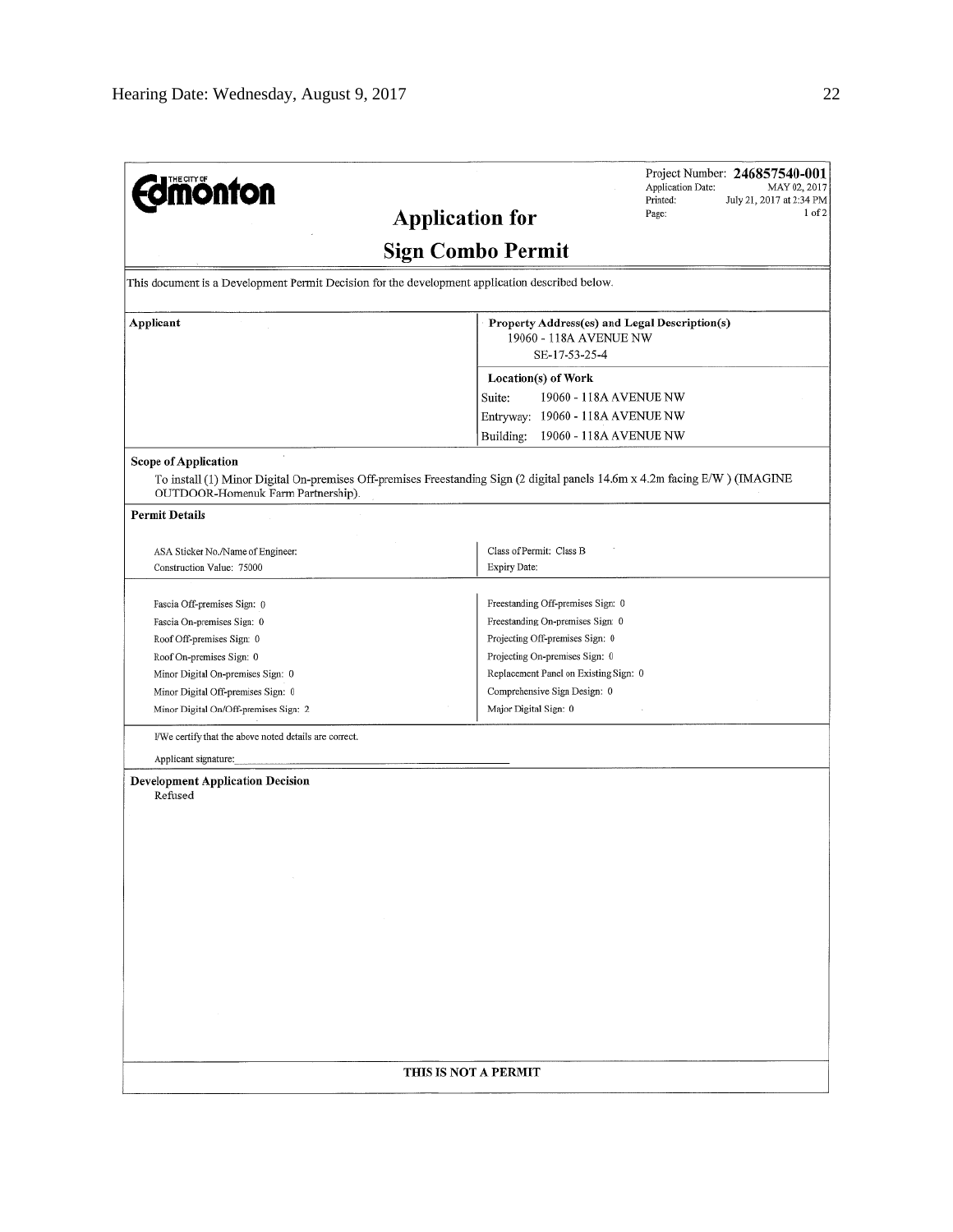The City of Edmonton

Project Number: **246857540-001**
Application Date: MAY 02, 2017
Printed: July 21, 2017 at 2:34 PM
Page: 1 of 2

## Application for

## Sign Combo Permit

This document is a Development Permit Decision for the development application described below.

| **Applicant** | **Property Address(es) and Legal Description(s)** |
|---|---|
| | 19060 - 118A AVENUE NW<br>SE-17-53-25-4 |
| | **Location(s) of Work** |
| | Suite: 19060 - 118A AVENUE NW |
| | Entryway: 19060 - 118A AVENUE NW |
| | Building: 19060 - 118A AVENUE NW |

**Scope of Application**

To install (1) Minor Digital On-premises Off-premises Freestanding Sign (2 digital panels 14.6m x 4.2m facing E/W ) (IMAGINE OUTDOOR-Homenuk Farm Partnership).

**Permit Details**

| | |
|---|---|
| ASA Sticker No./Name of Engineer: | Class of Permit: Class B |
| Construction Value: 75000 | Expiry Date: |

| | |
|---|---|
| Fascia Off-premises Sign: 0 | Freestanding Off-premises Sign: 0 |
| Fascia On-premises Sign: 0 | Freestanding On-premises Sign: 0 |
| Roof Off-premises Sign: 0 | Projecting Off-premises Sign: 0 |
| Roof On-premises Sign: 0 | Projecting On-premises Sign: 0 |
| Minor Digital On-premises Sign: 0 | Replacement Panel on Existing Sign: 0 |
| Minor Digital Off-premises Sign: 0 | Comprehensive Sign Design: 0 |
| Minor Digital On/Off-premises Sign: 2 | Major Digital Sign: 0 |

I/We certify that the above noted details are correct.

Applicant signature:\_\_\_\_\_\_\_\_\_\_\_\_\_\_\_\_\_\_\_\_\_\_\_\_\_\_\_\_\_\_\_\_

**Development Application Decision**

Refused

THIS IS NOT A PERMIT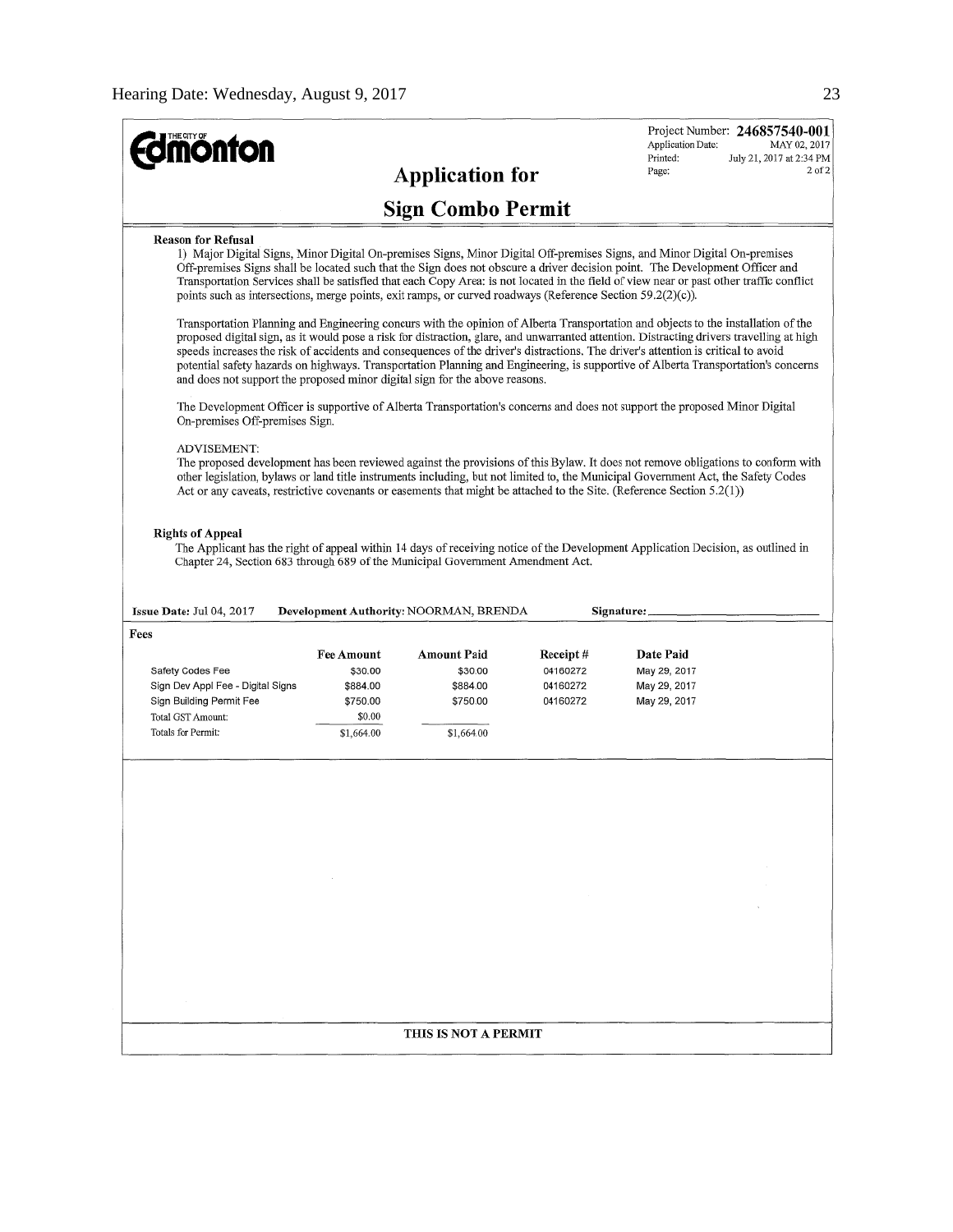**THE CITY OF Edmonton**

Project Number: **246857540-001**
Application Date: MAY 02, 2017
Printed: July 21, 2017 at 2:34 PM
Page: 2 of 2

# Application for

# Sign Combo Permit

**Reason for Refusal**

1) Major Digital Signs, Minor Digital On-premises Signs, Minor Digital Off-premises Signs, and Minor Digital On-premises Off-premises Signs shall be located such that the Sign does not obscure a driver decision point. The Development Officer and Transportation Services shall be satisfied that each Copy Area: is not located in the field of view near or past other traffic conflict points such as intersections, merge points, exit ramps, or curved roadways (Reference Section 59.2(2)(c)).

Transportation Planning and Engineering concurs with the opinion of Alberta Transportation and objects to the installation of the proposed digital sign, as it would pose a risk for distraction, glare, and unwarranted attention. Distracting drivers travelling at high speeds increases the risk of accidents and consequences of the driver's distractions. The driver's attention is critical to avoid potential safety hazards on highways. Transportation Planning and Engineering, is supportive of Alberta Transportation's concerns and does not support the proposed minor digital sign for the above reasons.

The Development Officer is supportive of Alberta Transportation's concerns and does not support the proposed Minor Digital On-premises Off-premises Sign.

ADVISEMENT:
The proposed development has been reviewed against the provisions of this Bylaw. It does not remove obligations to conform with other legislation, bylaws or land title instruments including, but not limited to, the Municipal Government Act, the Safety Codes Act or any caveats, restrictive covenants or easements that might be attached to the Site. (Reference Section 5.2(1))

**Rights of Appeal**

The Applicant has the right of appeal within 14 days of receiving notice of the Development Application Decision, as outlined in Chapter 24, Section 683 through 689 of the Municipal Government Amendment Act.

**Issue Date:** Jul 04, 2017 **Development Authority:** NOORMAN, BRENDA **Signature:** ____________

**Fees**

| | Fee Amount | Amount Paid | Receipt # | Date Paid |
|---|---|---|---|---|
| Safety Codes Fee | $30.00 | $30.00 | 04160272 | May 29, 2017 |
| Sign Dev Appl Fee - Digital Signs | $884.00 | $884.00 | 04160272 | May 29, 2017 |
| Sign Building Permit Fee | $750.00 | $750.00 | 04160272 | May 29, 2017 |
| Total GST Amount: | $0.00 | | | |
| Totals for Permit: | $1,664.00 | $1,664.00 | | |

**THIS IS NOT A PERMIT**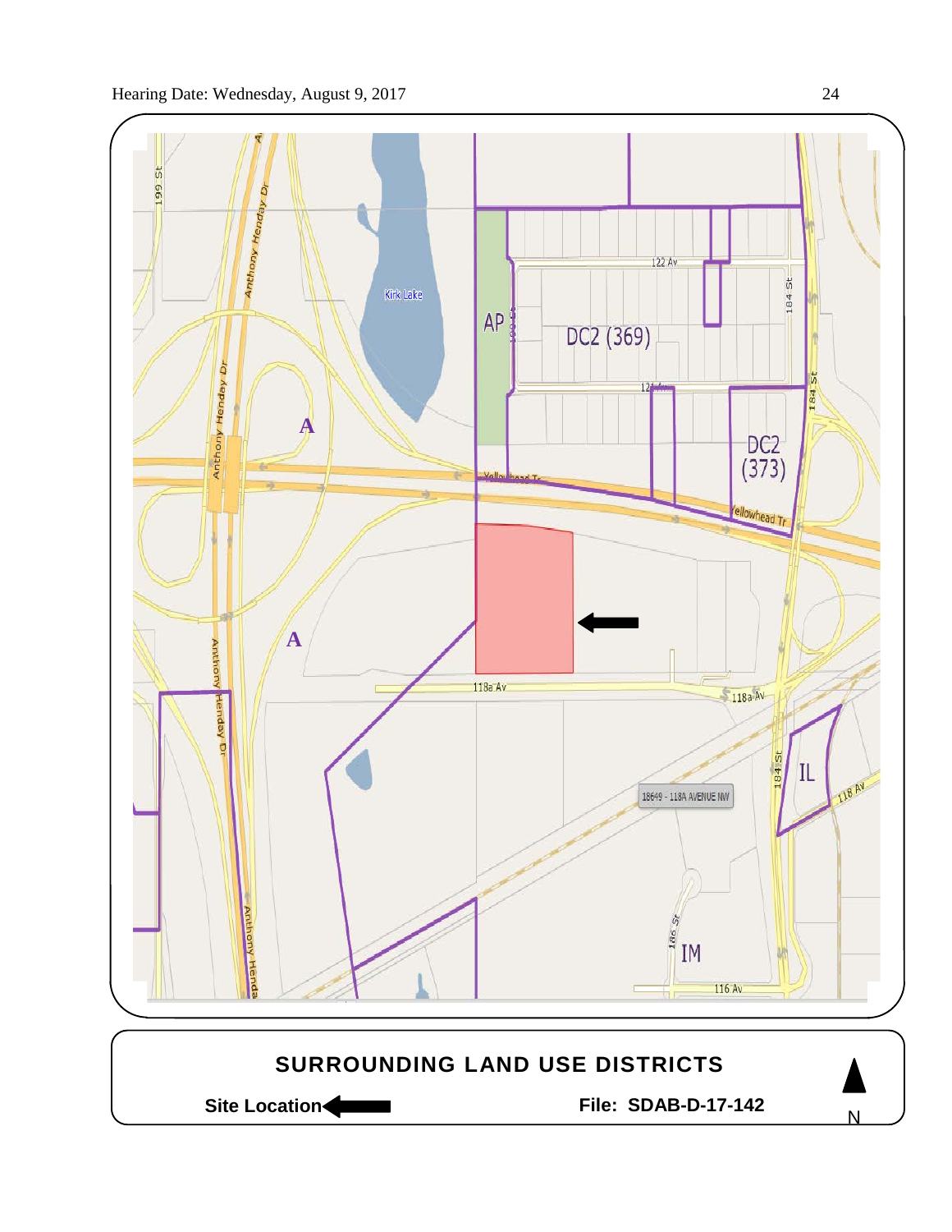199 St

Anthony Henday Dr

Kirk Lake

AP

190 St

122 Av

DC2 (369)

184 St

121 Av

A

DC2 (373)

Yellowhead Tr

Yellowhead Tr

A

118a Av

118a Av

18649 - 118A AVENUE NW

IL

118 Av

184 St

186 St

IM

116 Av

Anthony Henday Dr

**SURROUNDING LAND USE DISTRICTS**

**Site Location**

**File: SDAB-D-17-142**

N